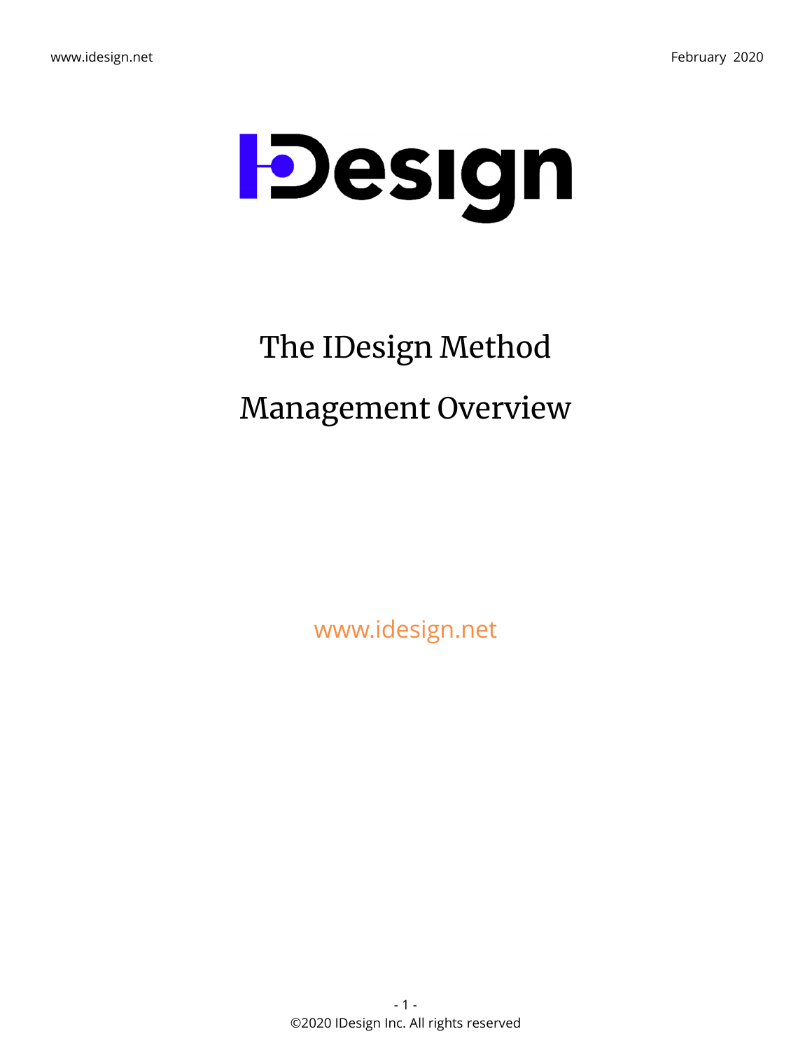# IDesign

# The IDesign Method

# Management Overview

www.idesign.net

©2020 IDesign Inc. All rights reserved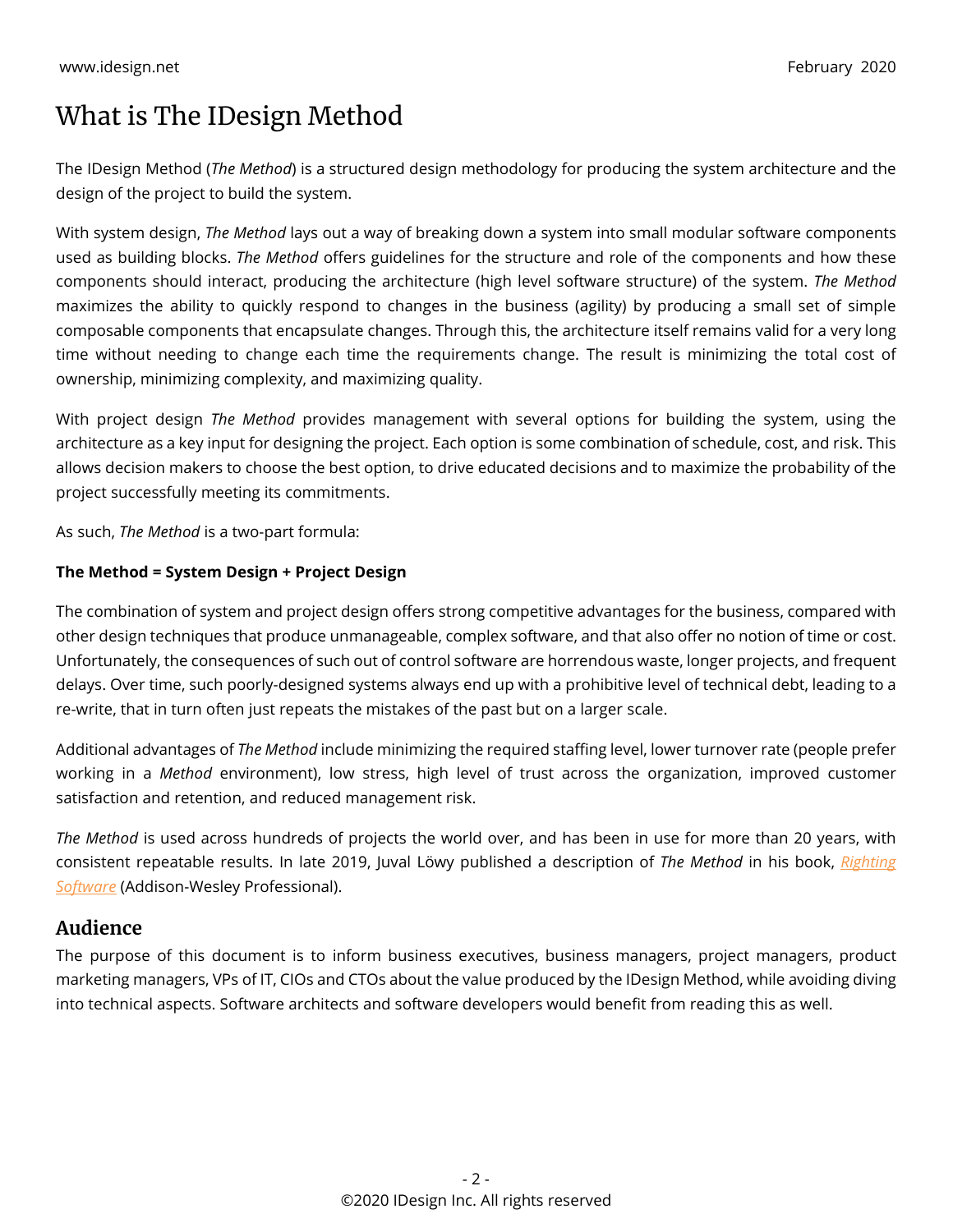# What is The IDesign Method

The IDesign Method (*The Method*) is a structured design methodology for producing the system architecture and the design of the project to build the system.

With system design, *The Method* lays out a way of breaking down a system into small modular software components used as building blocks. *The Method* offers guidelines for the structure and role of the components and how these components should interact, producing the architecture (high level software structure) of the system. *The Method* maximizes the ability to quickly respond to changes in the business (agility) by producing a small set of simple composable components that encapsulate changes. Through this, the architecture itself remains valid for a very long time without needing to change each time the requirements change. The result is minimizing the total cost of ownership, minimizing complexity, and maximizing quality.

With project design *The Method* provides management with several options for building the system, using the architecture as a key input for designing the project. Each option is some combination of schedule, cost, and risk. This allows decision makers to choose the best option, to drive educated decisions and to maximize the probability of the project successfully meeting its commitments.

As such, *The Method* is a two-part formula:

**The Method = System Design + Project Design**

The combination of system and project design offers strong competitive advantages for the business, compared with other design techniques that produce unmanageable, complex software, and that also offer no notion of time or cost. Unfortunately, the consequences of such out of control software are horrendous waste, longer projects, and frequent delays. Over time, such poorly-designed systems always end up with a prohibitive level of technical debt, leading to a re-write, that in turn often just repeats the mistakes of the past but on a larger scale.

Additional advantages of *The Method* include minimizing the required staffing level, lower turnover rate (people prefer working in a *Method* environment), low stress, high level of trust across the organization, improved customer satisfaction and retention, and reduced management risk.

*The Method* is used across hundreds of projects the world over, and has been in use for more than 20 years, with consistent repeatable results. In late 2019, Juval Löwy published a description of *The Method* in his book, *Righting Software* (Addison-Wesley Professional).

## Audience

The purpose of this document is to inform business executives, business managers, project managers, product marketing managers, VPs of IT, CIOs and CTOs about the value produced by the IDesign Method, while avoiding diving into technical aspects. Software architects and software developers would benefit from reading this as well.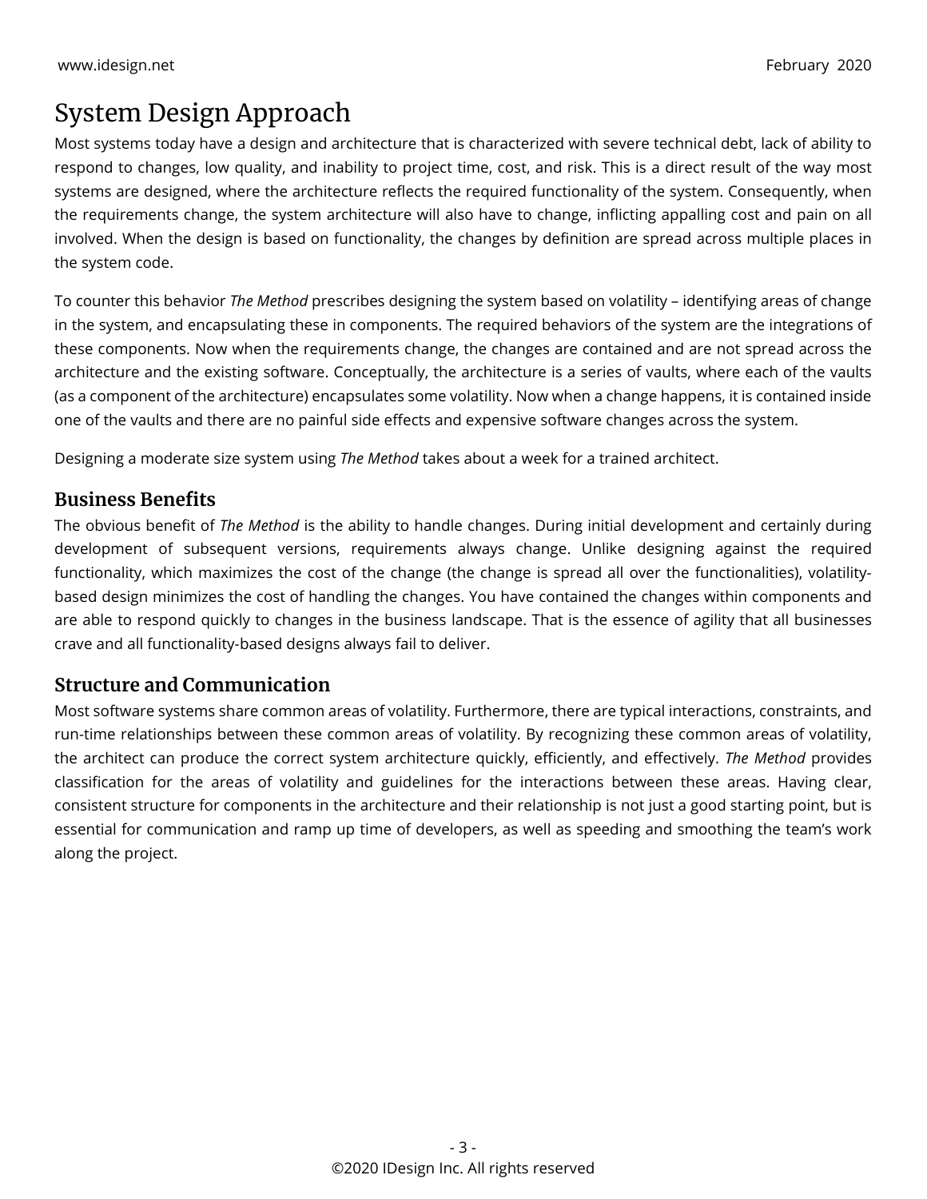# System Design Approach

Most systems today have a design and architecture that is characterized with severe technical debt, lack of ability to respond to changes, low quality, and inability to project time, cost, and risk. This is a direct result of the way most systems are designed, where the architecture reflects the required functionality of the system. Consequently, when the requirements change, the system architecture will also have to change, inflicting appalling cost and pain on all involved. When the design is based on functionality, the changes by definition are spread across multiple places in the system code.

To counter this behavior *The Method* prescribes designing the system based on volatility – identifying areas of change in the system, and encapsulating these in components. The required behaviors of the system are the integrations of these components. Now when the requirements change, the changes are contained and are not spread across the architecture and the existing software. Conceptually, the architecture is a series of vaults, where each of the vaults (as a component of the architecture) encapsulates some volatility. Now when a change happens, it is contained inside one of the vaults and there are no painful side effects and expensive software changes across the system.

Designing a moderate size system using *The Method* takes about a week for a trained architect.

## Business Benefits

The obvious benefit of *The Method* is the ability to handle changes. During initial development and certainly during development of subsequent versions, requirements always change. Unlike designing against the required functionality, which maximizes the cost of the change (the change is spread all over the functionalities), volatility-based design minimizes the cost of handling the changes. You have contained the changes within components and are able to respond quickly to changes in the business landscape. That is the essence of agility that all businesses crave and all functionality-based designs always fail to deliver.

## Structure and Communication

Most software systems share common areas of volatility. Furthermore, there are typical interactions, constraints, and run-time relationships between these common areas of volatility. By recognizing these common areas of volatility, the architect can produce the correct system architecture quickly, efficiently, and effectively. *The Method* provides classification for the areas of volatility and guidelines for the interactions between these areas. Having clear, consistent structure for components in the architecture and their relationship is not just a good starting point, but is essential for communication and ramp up time of developers, as well as speeding and smoothing the team's work along the project.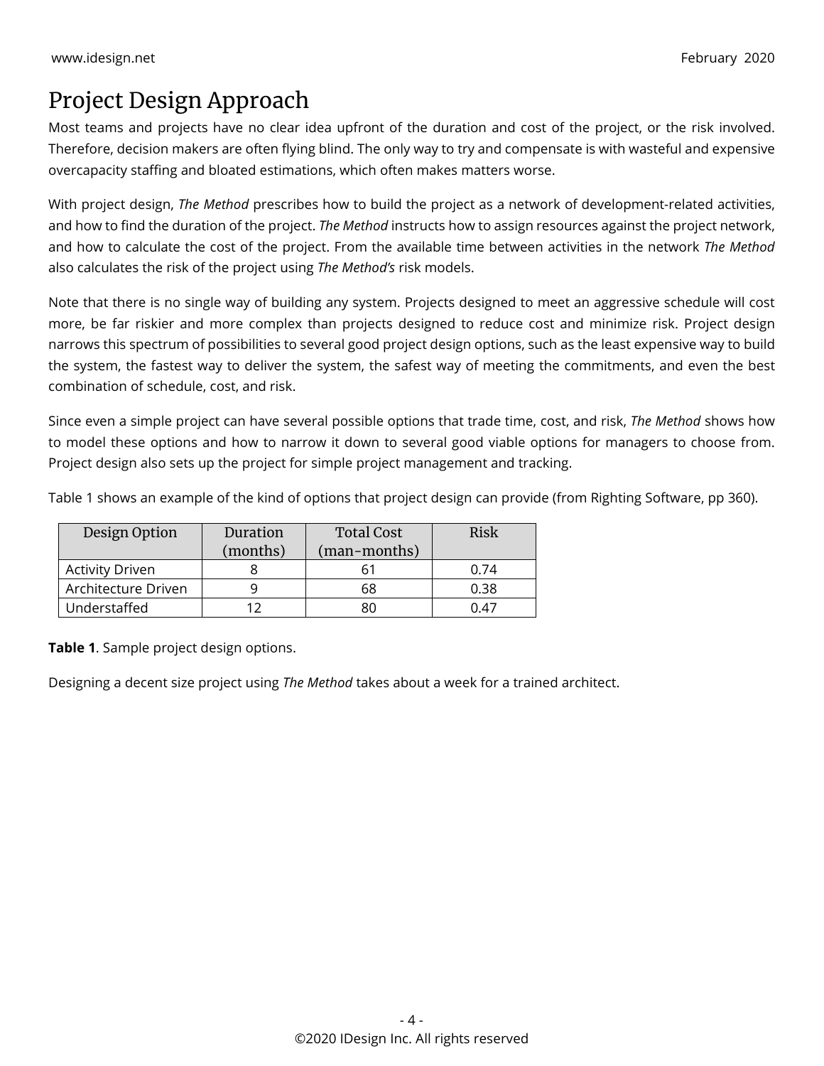# Project Design Approach

Most teams and projects have no clear idea upfront of the duration and cost of the project, or the risk involved. Therefore, decision makers are often flying blind. The only way to try and compensate is with wasteful and expensive overcapacity staffing and bloated estimations, which often makes matters worse.

With project design, *The Method* prescribes how to build the project as a network of development-related activities, and how to find the duration of the project. *The Method* instructs how to assign resources against the project network, and how to calculate the cost of the project. From the available time between activities in the network *The Method* also calculates the risk of the project using *The Method's* risk models.

Note that there is no single way of building any system. Projects designed to meet an aggressive schedule will cost more, be far riskier and more complex than projects designed to reduce cost and minimize risk. Project design narrows this spectrum of possibilities to several good project design options, such as the least expensive way to build the system, the fastest way to deliver the system, the safest way of meeting the commitments, and even the best combination of schedule, cost, and risk.

Since even a simple project can have several possible options that trade time, cost, and risk, *The Method* shows how to model these options and how to narrow it down to several good viable options for managers to choose from. Project design also sets up the project for simple project management and tracking.

Table 1 shows an example of the kind of options that project design can provide (from Righting Software, pp 360).

| Design Option | Duration (months) | Total Cost (man-months) | Risk |
|---|---|---|---|
| Activity Driven | 8 | 61 | 0.74 |
| Architecture Driven | 9 | 68 | 0.38 |
| Understaffed | 12 | 80 | 0.47 |

**Table 1**. Sample project design options.

Designing a decent size project using *The Method* takes about a week for a trained architect.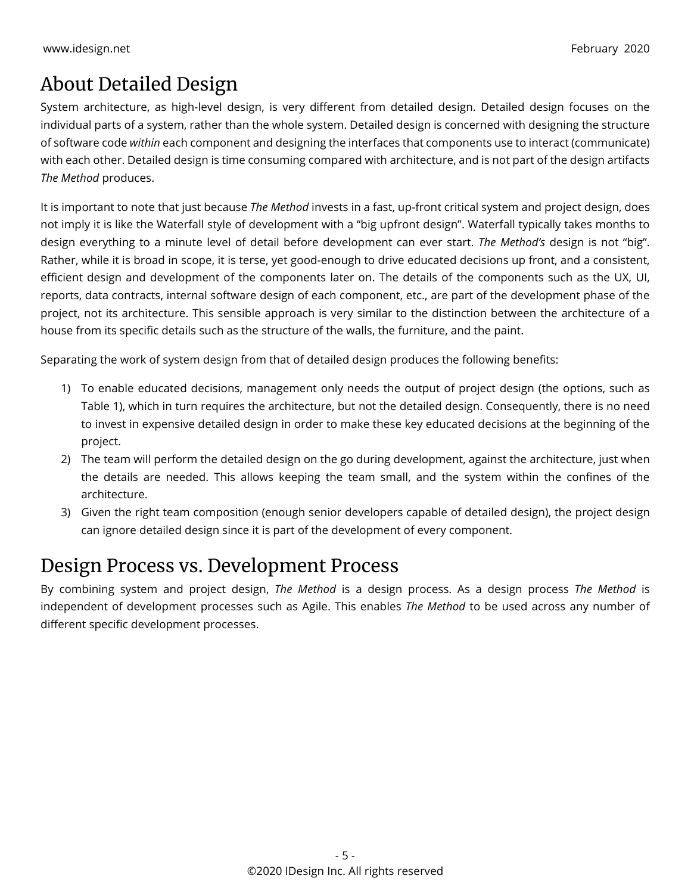## About Detailed Design

System architecture, as high-level design, is very different from detailed design. Detailed design focuses on the individual parts of a system, rather than the whole system. Detailed design is concerned with designing the structure of software code *within* each component and designing the interfaces that components use to interact (communicate) with each other. Detailed design is time consuming compared with architecture, and is not part of the design artifacts *The Method* produces.

It is important to note that just because *The Method* invests in a fast, up-front critical system and project design, does not imply it is like the Waterfall style of development with a "big upfront design". Waterfall typically takes months to design everything to a minute level of detail before development can ever start. *The Method's* design is not "big". Rather, while it is broad in scope, it is terse, yet good-enough to drive educated decisions up front, and a consistent, efficient design and development of the components later on. The details of the components such as the UX, UI, reports, data contracts, internal software design of each component, etc., are part of the development phase of the project, not its architecture. This sensible approach is very similar to the distinction between the architecture of a house from its specific details such as the structure of the walls, the furniture, and the paint.

Separating the work of system design from that of detailed design produces the following benefits:

1) To enable educated decisions, management only needs the output of project design (the options, such as Table 1), which in turn requires the architecture, but not the detailed design. Consequently, there is no need to invest in expensive detailed design in order to make these key educated decisions at the beginning of the project.
2) The team will perform the detailed design on the go during development, against the architecture, just when the details are needed. This allows keeping the team small, and the system within the confines of the architecture.
3) Given the right team composition (enough senior developers capable of detailed design), the project design can ignore detailed design since it is part of the development of every component.

## Design Process vs. Development Process

By combining system and project design, *The Method* is a design process. As a design process *The Method* is independent of development processes such as Agile. This enables *The Method* to be used across any number of different specific development processes.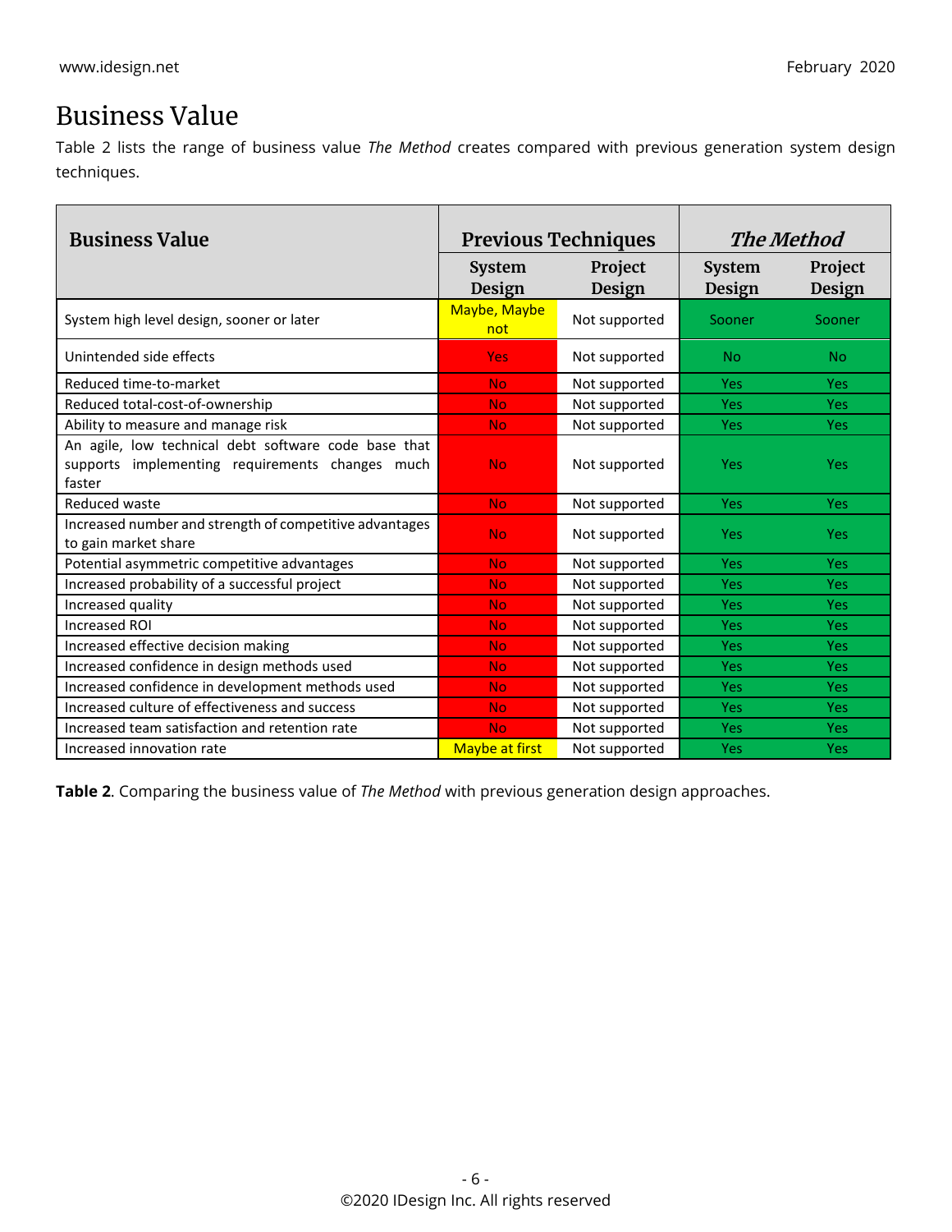# Business Value

Table 2 lists the range of business value *The Method* creates compared with previous generation system design techniques.

| Business Value | Previous Techniques | | *The Method* | |
|---|---|---|---|---|
| | System Design | Project Design | System Design | Project Design |
| System high level design, sooner or later | Maybe, Maybe not | Not supported | Sooner | Sooner |
| Unintended side effects | Yes | Not supported | No | No |
| Reduced time-to-market | No | Not supported | Yes | Yes |
| Reduced total-cost-of-ownership | No | Not supported | Yes | Yes |
| Ability to measure and manage risk | No | Not supported | Yes | Yes |
| An agile, low technical debt software code base that supports implementing requirements changes much faster | No | Not supported | Yes | Yes |
| Reduced waste | No | Not supported | Yes | Yes |
| Increased number and strength of competitive advantages to gain market share | No | Not supported | Yes | Yes |
| Potential asymmetric competitive advantages | No | Not supported | Yes | Yes |
| Increased probability of a successful project | No | Not supported | Yes | Yes |
| Increased quality | No | Not supported | Yes | Yes |
| Increased ROI | No | Not supported | Yes | Yes |
| Increased effective decision making | No | Not supported | Yes | Yes |
| Increased confidence in design methods used | No | Not supported | Yes | Yes |
| Increased confidence in development methods used | No | Not supported | Yes | Yes |
| Increased culture of effectiveness and success | No | Not supported | Yes | Yes |
| Increased team satisfaction and retention rate | No | Not supported | Yes | Yes |
| Increased innovation rate | Maybe at first | Not supported | Yes | Yes |

**Table 2**. Comparing the business value of *The Method* with previous generation design approaches.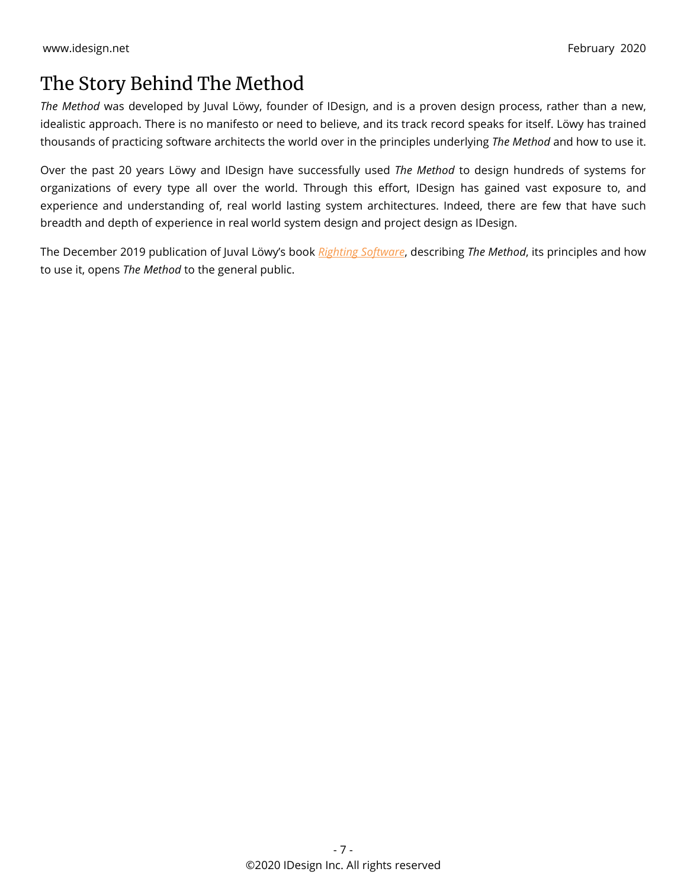# The Story Behind The Method

*The Method* was developed by Juval Löwy, founder of IDesign, and is a proven design process, rather than a new, idealistic approach. There is no manifesto or need to believe, and its track record speaks for itself. Löwy has trained thousands of practicing software architects the world over in the principles underlying *The Method* and how to use it.

Over the past 20 years Löwy and IDesign have successfully used *The Method* to design hundreds of systems for organizations of every type all over the world. Through this effort, IDesign has gained vast exposure to, and experience and understanding of, real world lasting system architectures. Indeed, there are few that have such breadth and depth of experience in real world system design and project design as IDesign.

The December 2019 publication of Juval Löwy's book *Righting Software*, describing *The Method*, its principles and how to use it, opens *The Method* to the general public.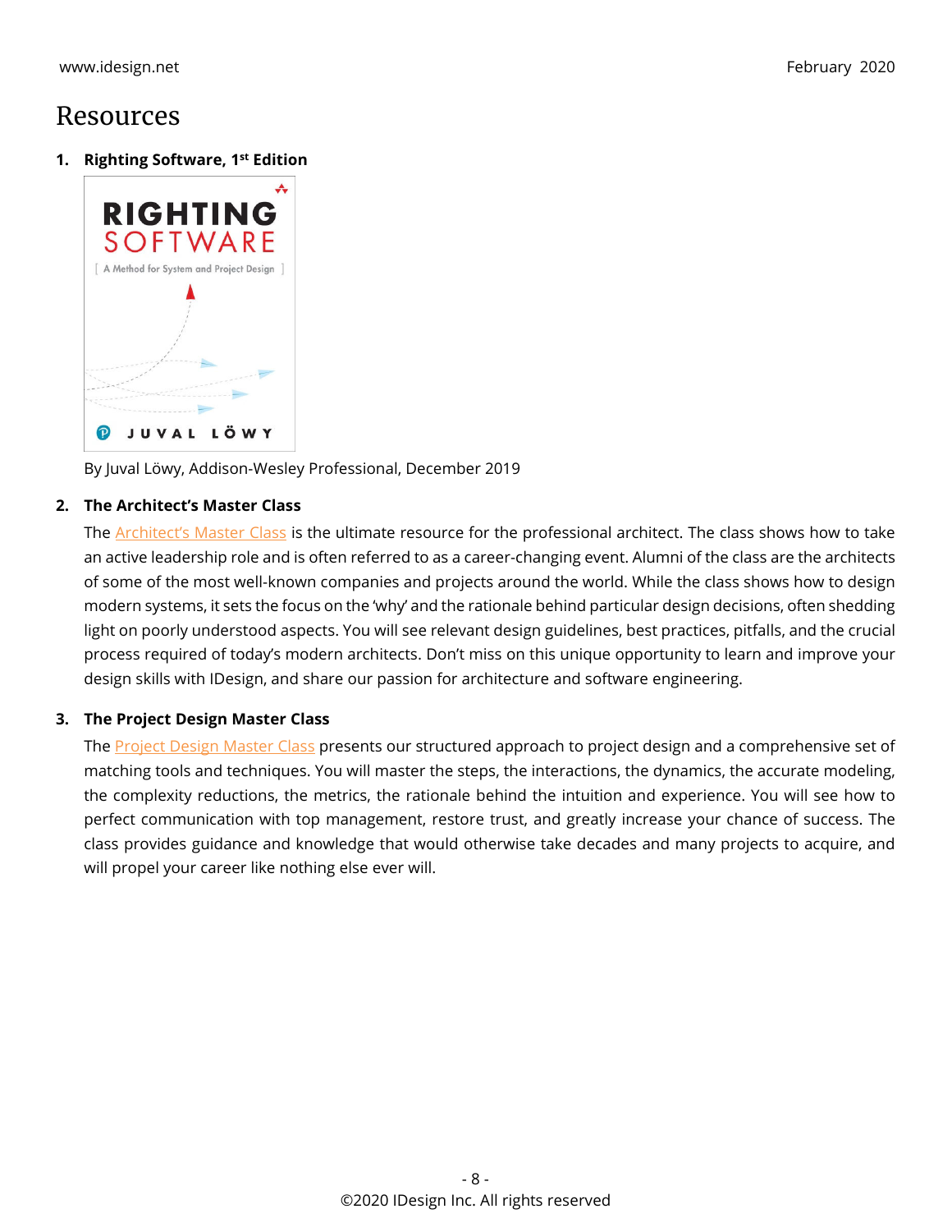# Resources

1. **Righting Software, 1st Edition**

   By Juval Löwy, Addison-Wesley Professional, December 2019

2. **The Architect's Master Class**

   The Architect's Master Class is the ultimate resource for the professional architect. The class shows how to take an active leadership role and is often referred to as a career-changing event. Alumni of the class are the architects of some of the most well-known companies and projects around the world. While the class shows how to design modern systems, it sets the focus on the 'why' and the rationale behind particular design decisions, often shedding light on poorly understood aspects. You will see relevant design guidelines, best practices, pitfalls, and the crucial process required of today's modern architects. Don't miss on this unique opportunity to learn and improve your design skills with IDesign, and share our passion for architecture and software engineering.

3. **The Project Design Master Class**

   The Project Design Master Class presents our structured approach to project design and a comprehensive set of matching tools and techniques. You will master the steps, the interactions, the dynamics, the accurate modeling, the complexity reductions, the metrics, the rationale behind the intuition and experience. You will see how to perfect communication with top management, restore trust, and greatly increase your chance of success. The class provides guidance and knowledge that would otherwise take decades and many projects to acquire, and will propel your career like nothing else ever will.